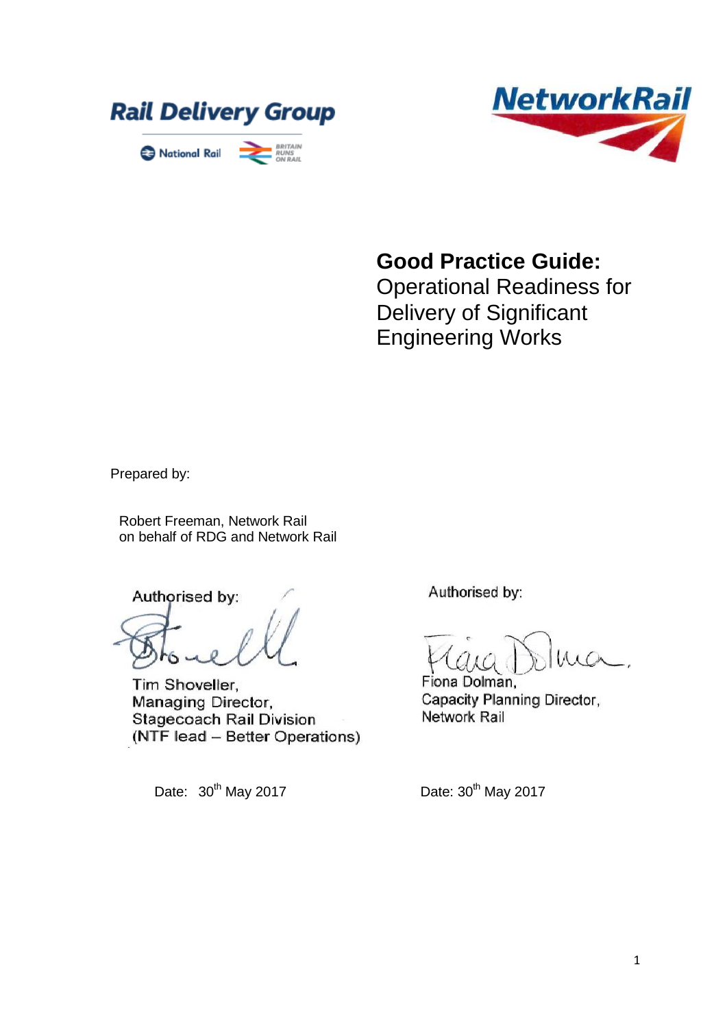Rail Delivery Group

National Rail

NetworkRail

# Good Practice Guide:

Operational Readiness for Delivery of Significant Engineering Works

Prepared by:

Robert Freeman, Network Rail
on behalf of RDG and Network Rail

Authorised by:

Tim Shoveller,
Managing Director,
Stagecoach Rail Division
(NTF lead – Better Operations)

Date: 30th May 2017

Authorised by:

Fiona Dolman,
Capacity Planning Director,
Network Rail

Date: 30th May 2017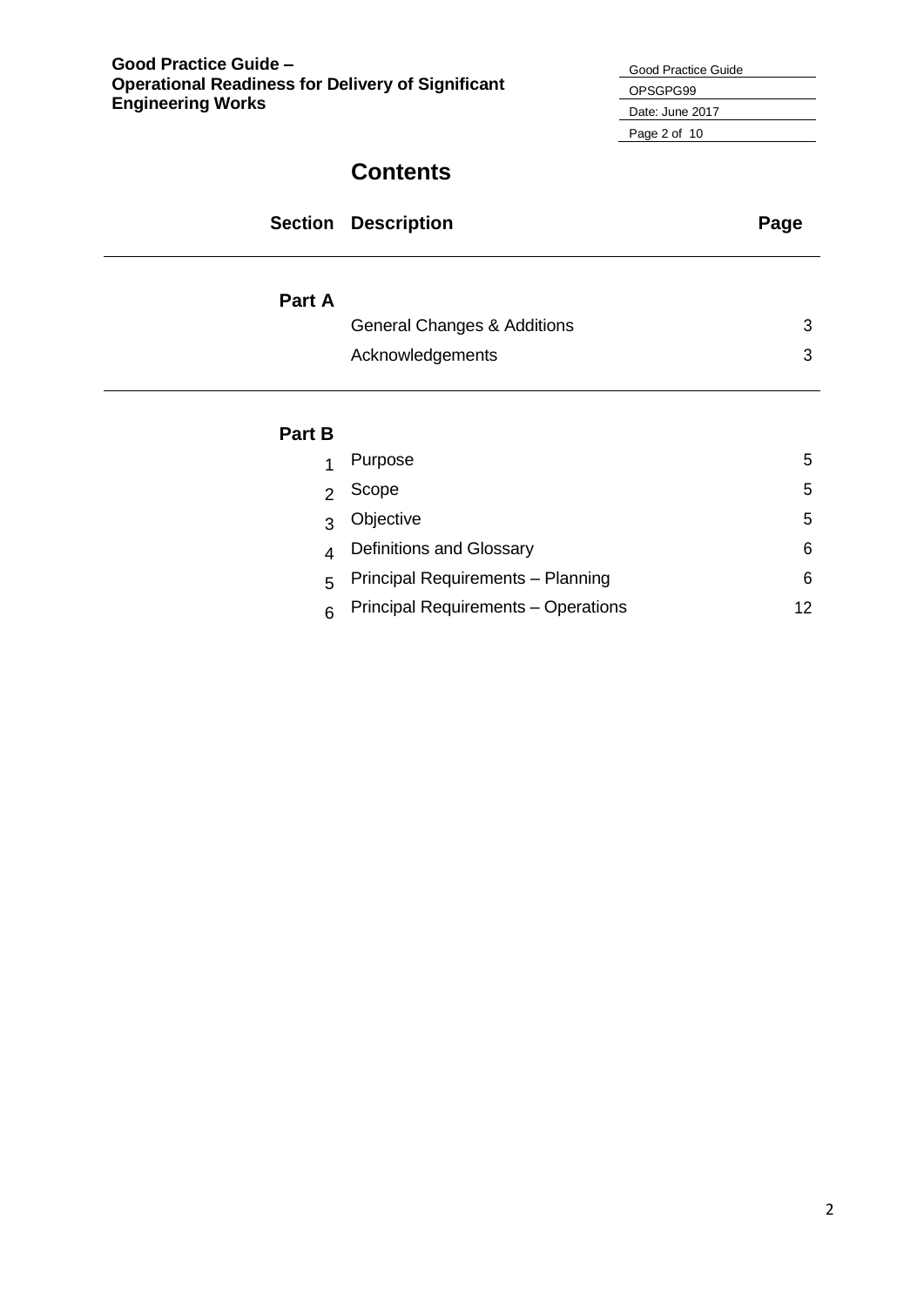# Contents

| Section | Description | Page |
| --- | --- | --- |
| **Part A** | | |
| | General Changes & Additions | 3 |
| | Acknowledgements | 3 |
| **Part B** | | |
| 1 | Purpose | 5 |
| 2 | Scope | 5 |
| 3 | Objective | 5 |
| 4 | Definitions and Glossary | 6 |
| 5 | Principal Requirements – Planning | 6 |
| 6 | Principal Requirements – Operations | 12 |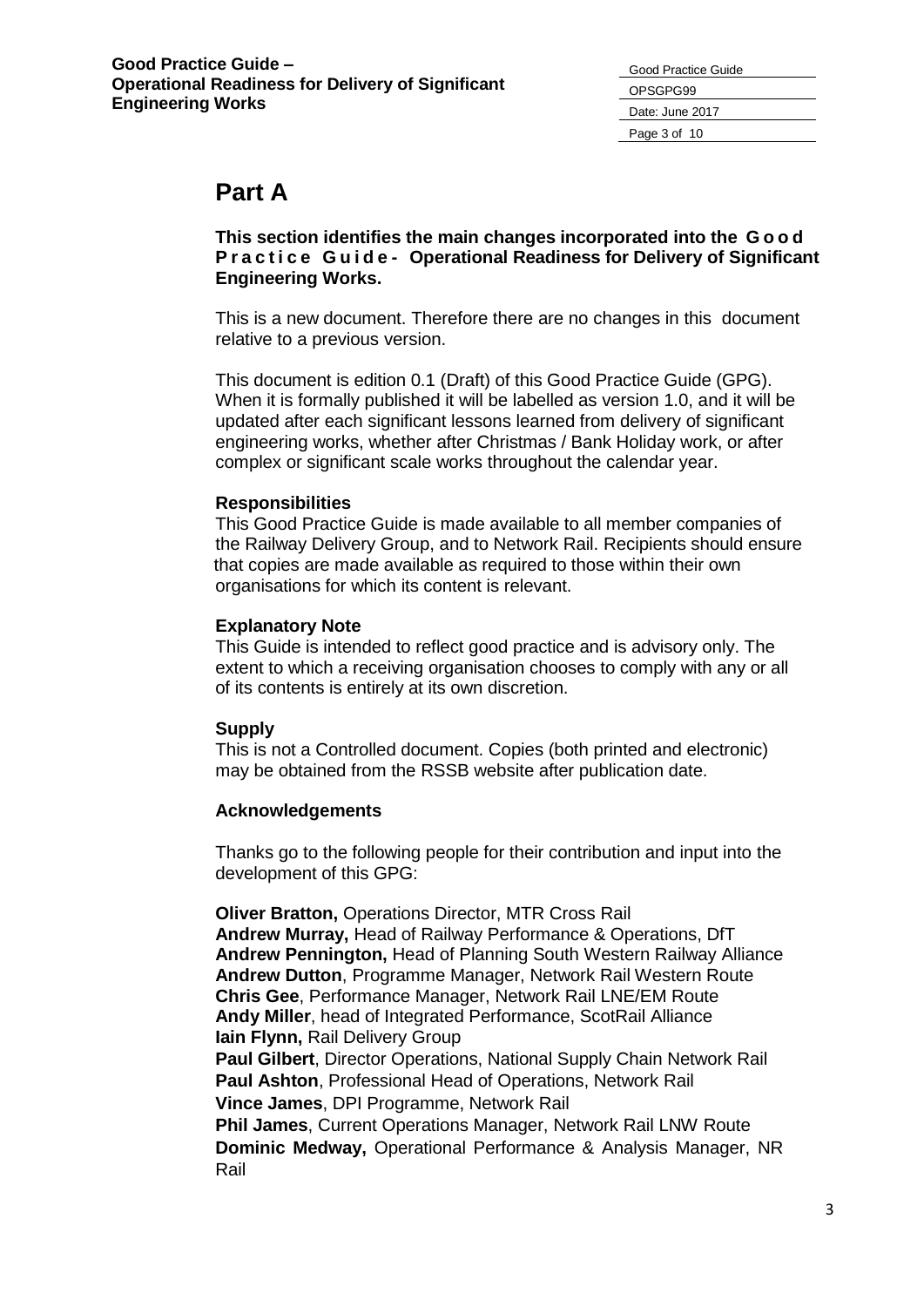# Part A

**This section identifies the main changes incorporated into the Good Practice Guide - Operational Readiness for Delivery of Significant Engineering Works.**

This is a new document. Therefore there are no changes in this document relative to a previous version.

This document is edition 0.1 (Draft) of this Good Practice Guide (GPG). When it is formally published it will be labelled as version 1.0, and it will be updated after each significant lessons learned from delivery of significant engineering works, whether after Christmas / Bank Holiday work, or after complex or significant scale works throughout the calendar year.

### Responsibilities

This Good Practice Guide is made available to all member companies of the Railway Delivery Group, and to Network Rail. Recipients should ensure that copies are made available as required to those within their own organisations for which its content is relevant.

### Explanatory Note

This Guide is intended to reflect good practice and is advisory only. The extent to which a receiving organisation chooses to comply with any or all of its contents is entirely at its own discretion.

### Supply

This is not a Controlled document. Copies (both printed and electronic) may be obtained from the RSSB website after publication date.

### Acknowledgements

Thanks go to the following people for their contribution and input into the development of this GPG:

**Oliver Bratton,** Operations Director, MTR Cross Rail
**Andrew Murray,** Head of Railway Performance & Operations, DfT
**Andrew Pennington,** Head of Planning South Western Railway Alliance
**Andrew Dutton**, Programme Manager, Network Rail Western Route
**Chris Gee**, Performance Manager, Network Rail LNE/EM Route
**Andy Miller**, head of Integrated Performance, ScotRail Alliance
**Iain Flynn,** Rail Delivery Group
**Paul Gilbert**, Director Operations, National Supply Chain Network Rail
**Paul Ashton**, Professional Head of Operations, Network Rail
**Vince James**, DPI Programme, Network Rail
**Phil James**, Current Operations Manager, Network Rail LNW Route
**Dominic Medway,** Operational Performance & Analysis Manager, NR Rail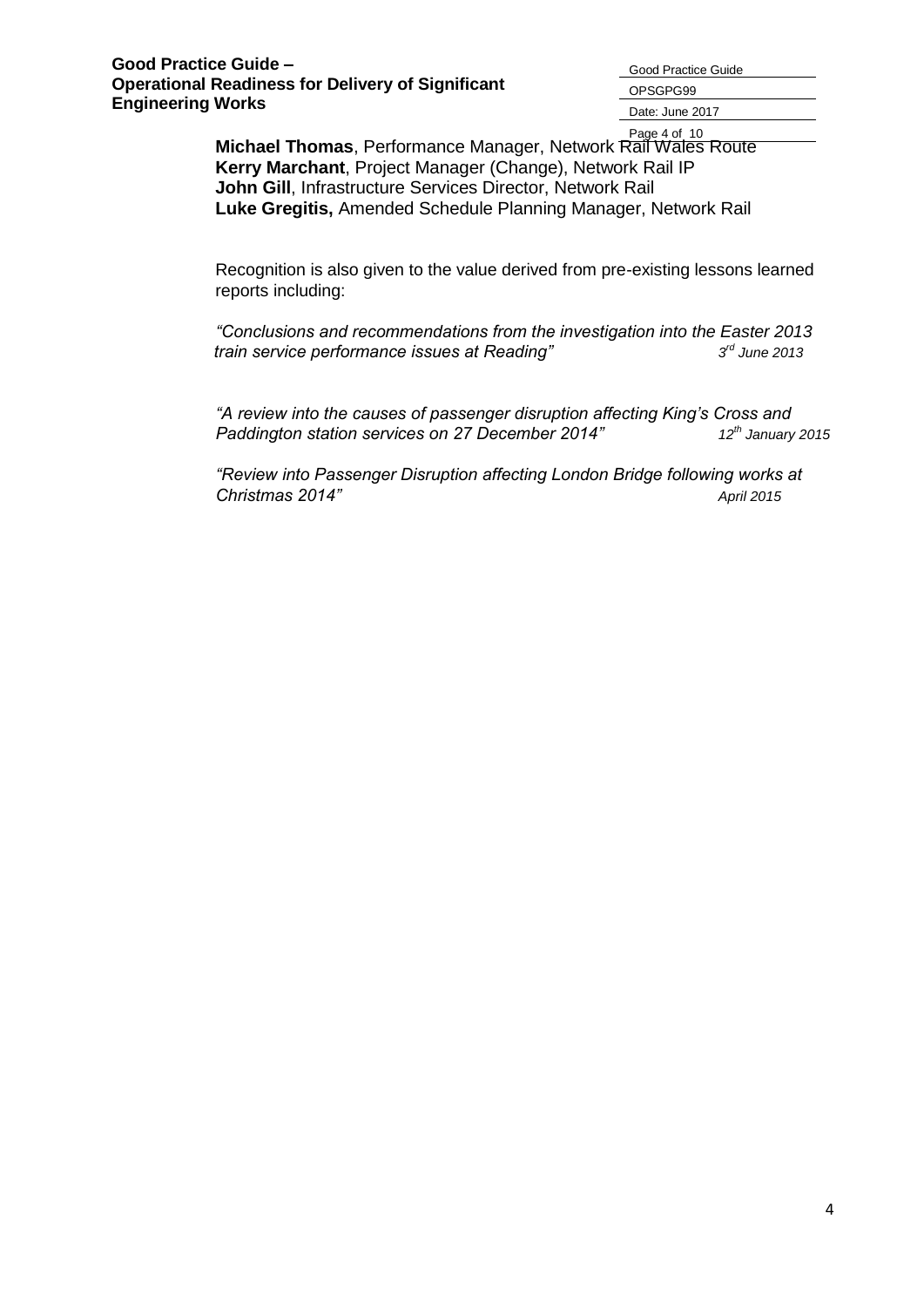**Michael Thomas**, Performance Manager, Network Rail Wales Route
**Kerry Marchant**, Project Manager (Change), Network Rail IP
**John Gill**, Infrastructure Services Director, Network Rail
**Luke Gregitis,** Amended Schedule Planning Manager, Network Rail

Recognition is also given to the value derived from pre-existing lessons learned reports including:

*"Conclusions and recommendations from the investigation into the Easter 2013 train service performance issues at Reading"* *3rd June 2013*

*"A review into the causes of passenger disruption affecting King's Cross and Paddington station services on 27 December 2014"* *12th January 2015*

*"Review into Passenger Disruption affecting London Bridge following works at Christmas 2014"* *April 2015*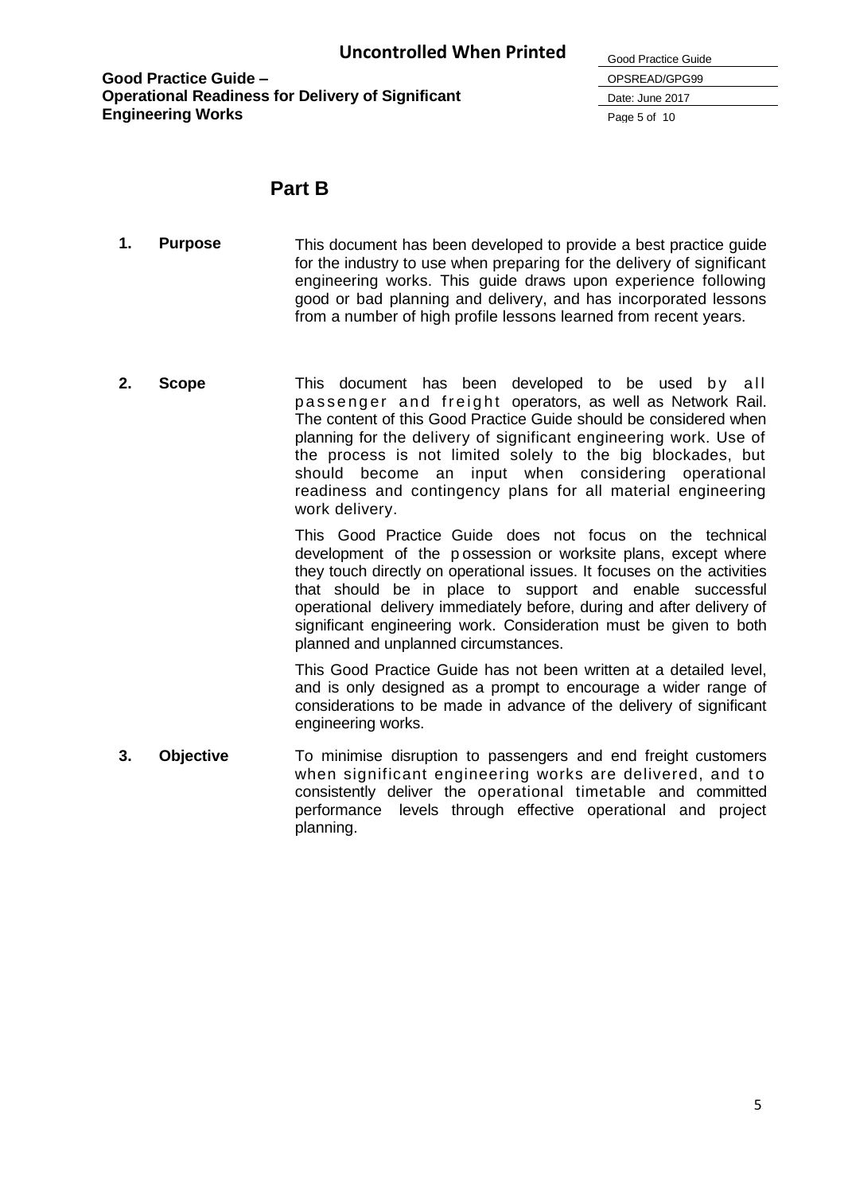## Part B

**1. Purpose**

This document has been developed to provide a best practice guide for the industry to use when preparing for the delivery of significant engineering works. This guide draws upon experience following good or bad planning and delivery, and has incorporated lessons from a number of high profile lessons learned from recent years.

**2. Scope**

This document has been developed to be used by all passenger and freight operators, as well as Network Rail. The content of this Good Practice Guide should be considered when planning for the delivery of significant engineering work. Use of the process is not limited solely to the big blockades, but should become an input when considering operational readiness and contingency plans for all material engineering work delivery.

This Good Practice Guide does not focus on the technical development of the possession or worksite plans, except where they touch directly on operational issues. It focuses on the activities that should be in place to support and enable successful operational delivery immediately before, during and after delivery of significant engineering work. Consideration must be given to both planned and unplanned circumstances.

This Good Practice Guide has not been written at a detailed level, and is only designed as a prompt to encourage a wider range of considerations to be made in advance of the delivery of significant engineering works.

**3. Objective**

To minimise disruption to passengers and end freight customers when significant engineering works are delivered, and to consistently deliver the operational timetable and committed performance levels through effective operational and project planning.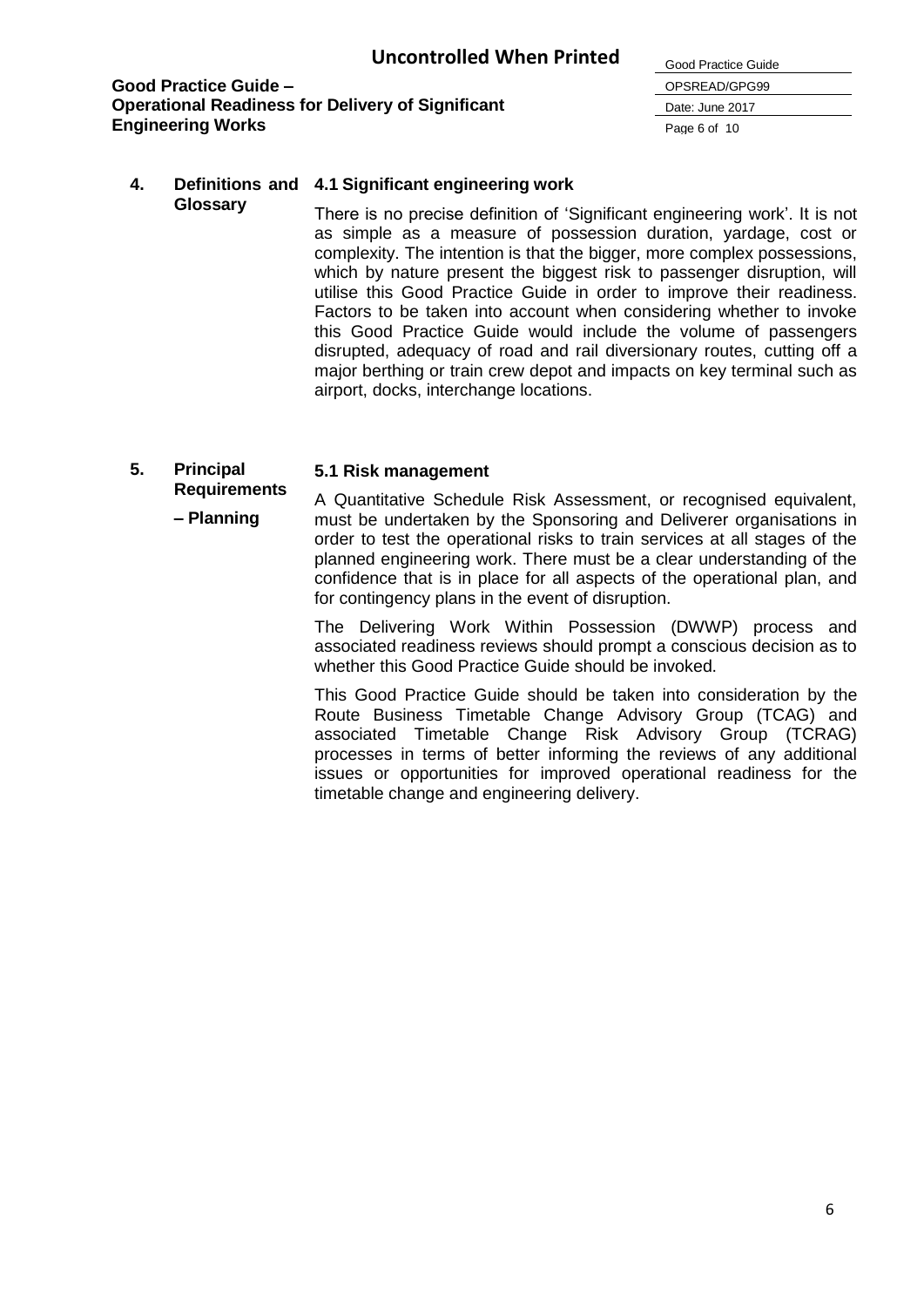## 4. Definitions and Glossary

### 4.1 Significant engineering work

There is no precise definition of 'Significant engineering work'. It is not as simple as a measure of possession duration, yardage, cost or complexity. The intention is that the bigger, more complex possessions, which by nature present the biggest risk to passenger disruption, will utilise this Good Practice Guide in order to improve their readiness. Factors to be taken into account when considering whether to invoke this Good Practice Guide would include the volume of passengers disrupted, adequacy of road and rail diversionary routes, cutting off a major berthing or train crew depot and impacts on key terminal such as airport, docks, interchange locations.

## 5. Principal Requirements – Planning

### 5.1 Risk management

A Quantitative Schedule Risk Assessment, or recognised equivalent, must be undertaken by the Sponsoring and Deliverer organisations in order to test the operational risks to train services at all stages of the planned engineering work. There must be a clear understanding of the confidence that is in place for all aspects of the operational plan, and for contingency plans in the event of disruption.

The Delivering Work Within Possession (DWWP) process and associated readiness reviews should prompt a conscious decision as to whether this Good Practice Guide should be invoked.

This Good Practice Guide should be taken into consideration by the Route Business Timetable Change Advisory Group (TCAG) and associated Timetable Change Risk Advisory Group (TCRAG) processes in terms of better informing the reviews of any additional issues or opportunities for improved operational readiness for the timetable change and engineering delivery.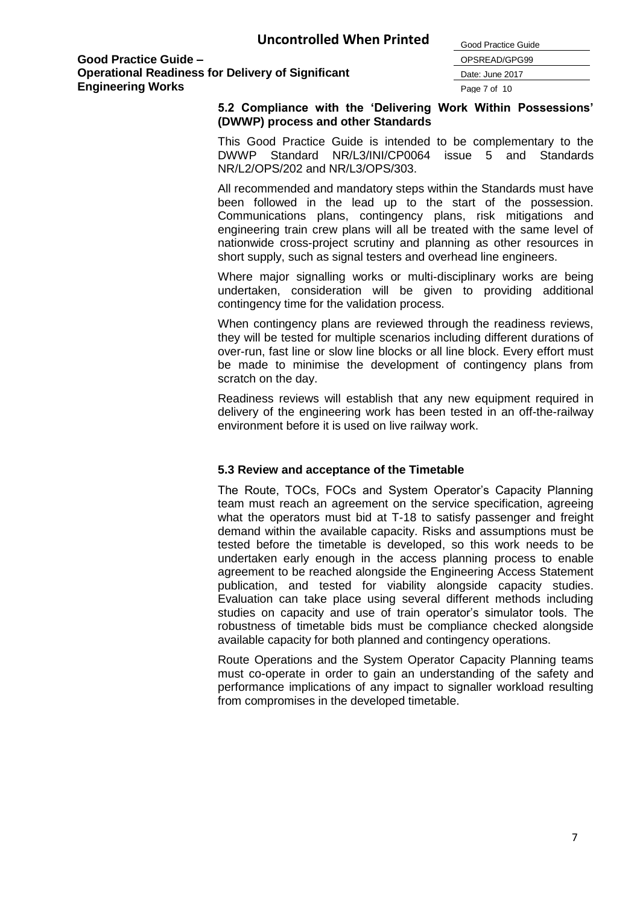### 5.2 Compliance with the 'Delivering Work Within Possessions' (DWWP) process and other Standards

This Good Practice Guide is intended to be complementary to the DWWP Standard NR/L3/INI/CP0064 issue 5 and Standards NR/L2/OPS/202 and NR/L3/OPS/303.

All recommended and mandatory steps within the Standards must have been followed in the lead up to the start of the possession. Communications plans, contingency plans, risk mitigations and engineering train crew plans will all be treated with the same level of nationwide cross-project scrutiny and planning as other resources in short supply, such as signal testers and overhead line engineers.

Where major signalling works or multi-disciplinary works are being undertaken, consideration will be given to providing additional contingency time for the validation process.

When contingency plans are reviewed through the readiness reviews, they will be tested for multiple scenarios including different durations of over-run, fast line or slow line blocks or all line block. Every effort must be made to minimise the development of contingency plans from scratch on the day.

Readiness reviews will establish that any new equipment required in delivery of the engineering work has been tested in an off-the-railway environment before it is used on live railway work.

### 5.3 Review and acceptance of the Timetable

The Route, TOCs, FOCs and System Operator's Capacity Planning team must reach an agreement on the service specification, agreeing what the operators must bid at T-18 to satisfy passenger and freight demand within the available capacity. Risks and assumptions must be tested before the timetable is developed, so this work needs to be undertaken early enough in the access planning process to enable agreement to be reached alongside the Engineering Access Statement publication, and tested for viability alongside capacity studies. Evaluation can take place using several different methods including studies on capacity and use of train operator's simulator tools. The robustness of timetable bids must be compliance checked alongside available capacity for both planned and contingency operations.

Route Operations and the System Operator Capacity Planning teams must co-operate in order to gain an understanding of the safety and performance implications of any impact to signaller workload resulting from compromises in the developed timetable.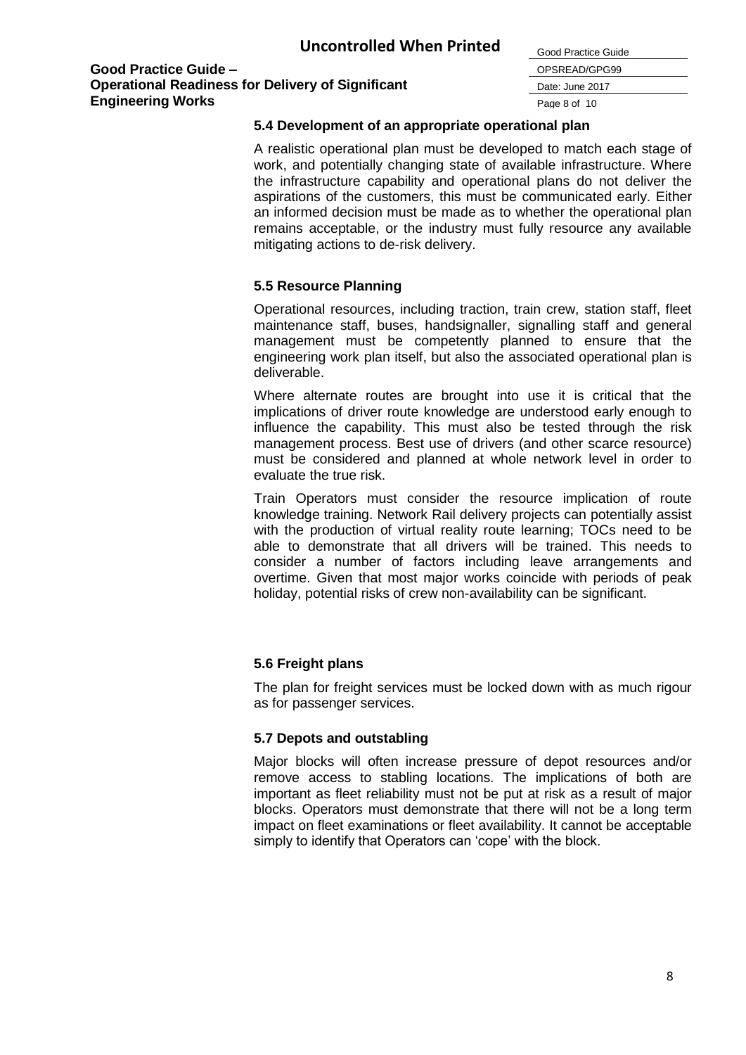### 5.4 Development of an appropriate operational plan

A realistic operational plan must be developed to match each stage of work, and potentially changing state of available infrastructure. Where the infrastructure capability and operational plans do not deliver the aspirations of the customers, this must be communicated early. Either an informed decision must be made as to whether the operational plan remains acceptable, or the industry must fully resource any available mitigating actions to de-risk delivery.

### 5.5 Resource Planning

Operational resources, including traction, train crew, station staff, fleet maintenance staff, buses, handsignaller, signalling staff and general management must be competently planned to ensure that the engineering work plan itself, but also the associated operational plan is deliverable.

Where alternate routes are brought into use it is critical that the implications of driver route knowledge are understood early enough to influence the capability. This must also be tested through the risk management process. Best use of drivers (and other scarce resource) must be considered and planned at whole network level in order to evaluate the true risk.

Train Operators must consider the resource implication of route knowledge training. Network Rail delivery projects can potentially assist with the production of virtual reality route learning; TOCs need to be able to demonstrate that all drivers will be trained. This needs to consider a number of factors including leave arrangements and overtime. Given that most major works coincide with periods of peak holiday, potential risks of crew non-availability can be significant.

### 5.6 Freight plans

The plan for freight services must be locked down with as much rigour as for passenger services.

### 5.7 Depots and outstabling

Major blocks will often increase pressure of depot resources and/or remove access to stabling locations. The implications of both are important as fleet reliability must not be put at risk as a result of major blocks. Operators must demonstrate that there will not be a long term impact on fleet examinations or fleet availability. It cannot be acceptable simply to identify that Operators can 'cope' with the block.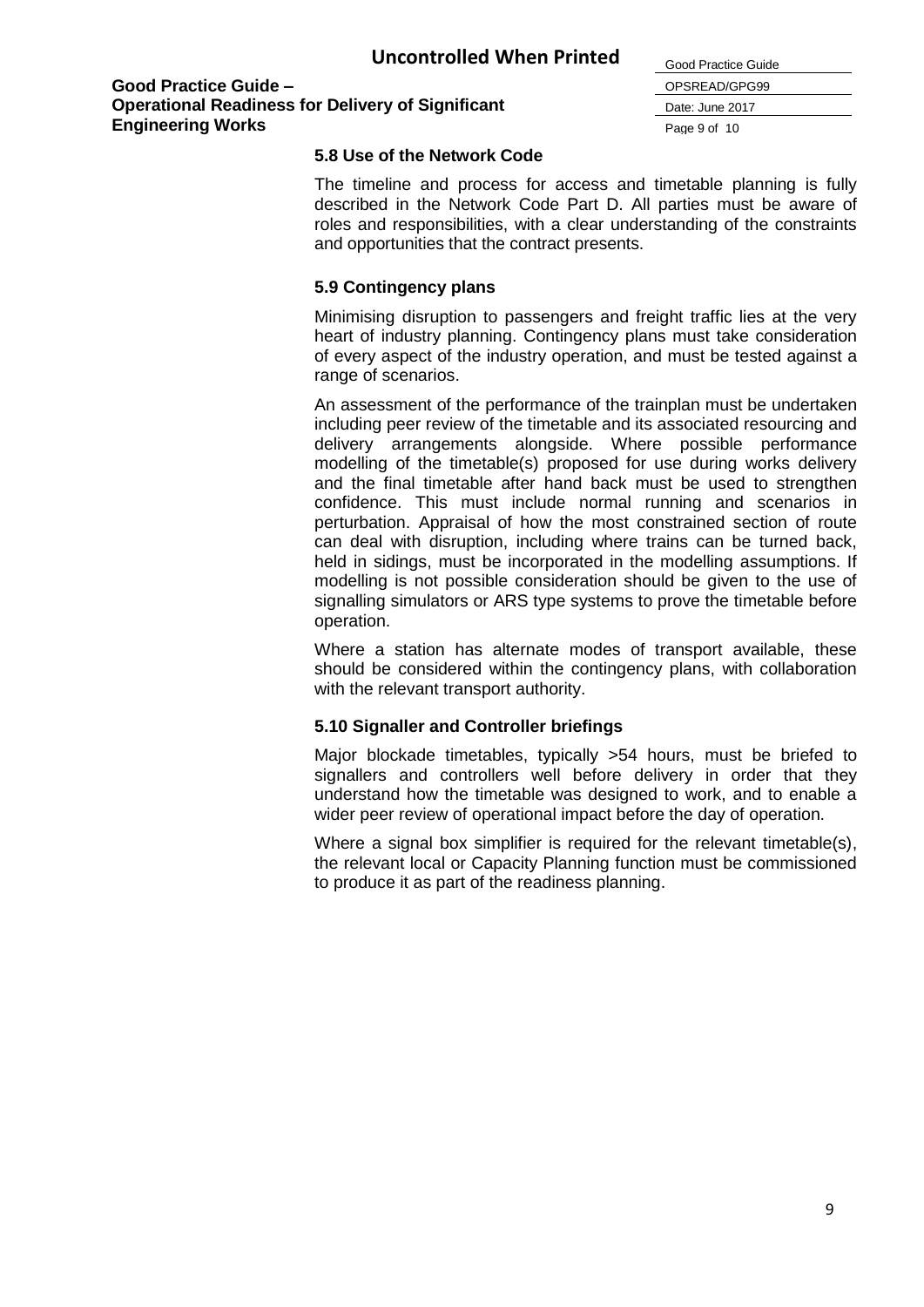### 5.8 Use of the Network Code

The timeline and process for access and timetable planning is fully described in the Network Code Part D. All parties must be aware of roles and responsibilities, with a clear understanding of the constraints and opportunities that the contract presents.

### 5.9 Contingency plans

Minimising disruption to passengers and freight traffic lies at the very heart of industry planning. Contingency plans must take consideration of every aspect of the industry operation, and must be tested against a range of scenarios.

An assessment of the performance of the trainplan must be undertaken including peer review of the timetable and its associated resourcing and delivery arrangements alongside. Where possible performance modelling of the timetable(s) proposed for use during works delivery and the final timetable after hand back must be used to strengthen confidence. This must include normal running and scenarios in perturbation. Appraisal of how the most constrained section of route can deal with disruption, including where trains can be turned back, held in sidings, must be incorporated in the modelling assumptions. If modelling is not possible consideration should be given to the use of signalling simulators or ARS type systems to prove the timetable before operation.

Where a station has alternate modes of transport available, these should be considered within the contingency plans, with collaboration with the relevant transport authority.

### 5.10 Signaller and Controller briefings

Major blockade timetables, typically >54 hours, must be briefed to signallers and controllers well before delivery in order that they understand how the timetable was designed to work, and to enable a wider peer review of operational impact before the day of operation.

Where a signal box simplifier is required for the relevant timetable(s), the relevant local or Capacity Planning function must be commissioned to produce it as part of the readiness planning.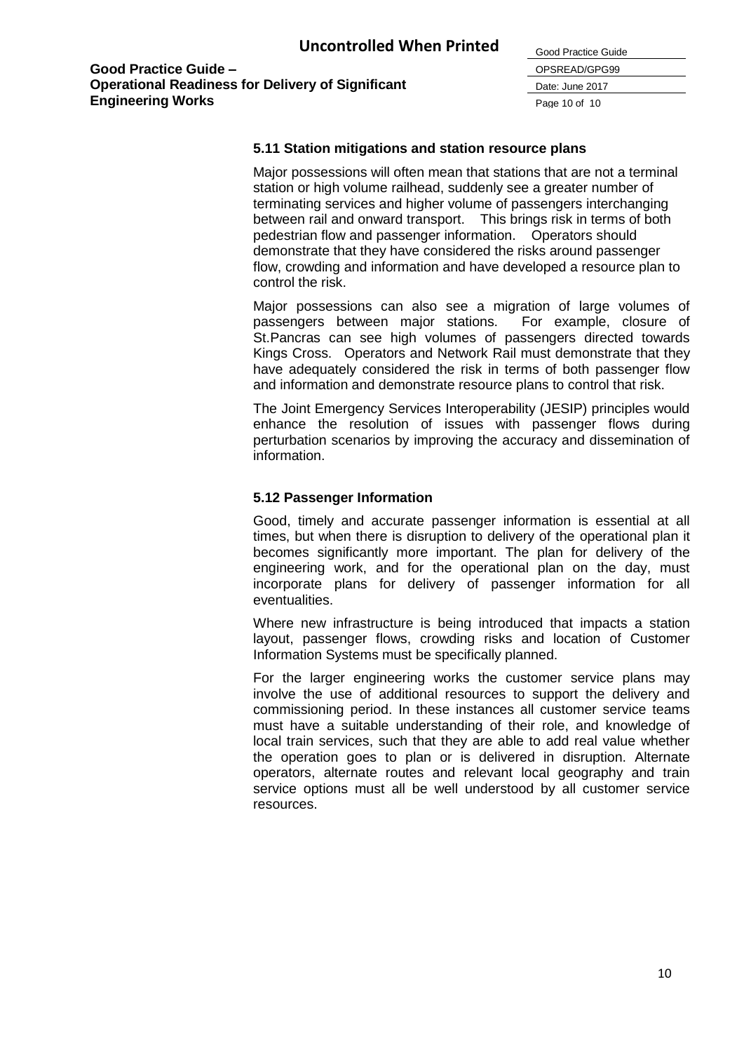### 5.11 Station mitigations and station resource plans

Major possessions will often mean that stations that are not a terminal station or high volume railhead, suddenly see a greater number of terminating services and higher volume of passengers interchanging between rail and onward transport. This brings risk in terms of both pedestrian flow and passenger information. Operators should demonstrate that they have considered the risks around passenger flow, crowding and information and have developed a resource plan to control the risk.

Major possessions can also see a migration of large volumes of passengers between major stations. For example, closure of St.Pancras can see high volumes of passengers directed towards Kings Cross. Operators and Network Rail must demonstrate that they have adequately considered the risk in terms of both passenger flow and information and demonstrate resource plans to control that risk.

The Joint Emergency Services Interoperability (JESIP) principles would enhance the resolution of issues with passenger flows during perturbation scenarios by improving the accuracy and dissemination of information.

### 5.12 Passenger Information

Good, timely and accurate passenger information is essential at all times, but when there is disruption to delivery of the operational plan it becomes significantly more important. The plan for delivery of the engineering work, and for the operational plan on the day, must incorporate plans for delivery of passenger information for all eventualities.

Where new infrastructure is being introduced that impacts a station layout, passenger flows, crowding risks and location of Customer Information Systems must be specifically planned.

For the larger engineering works the customer service plans may involve the use of additional resources to support the delivery and commissioning period. In these instances all customer service teams must have a suitable understanding of their role, and knowledge of local train services, such that they are able to add real value whether the operation goes to plan or is delivered in disruption. Alternate operators, alternate routes and relevant local geography and train service options must all be well understood by all customer service resources.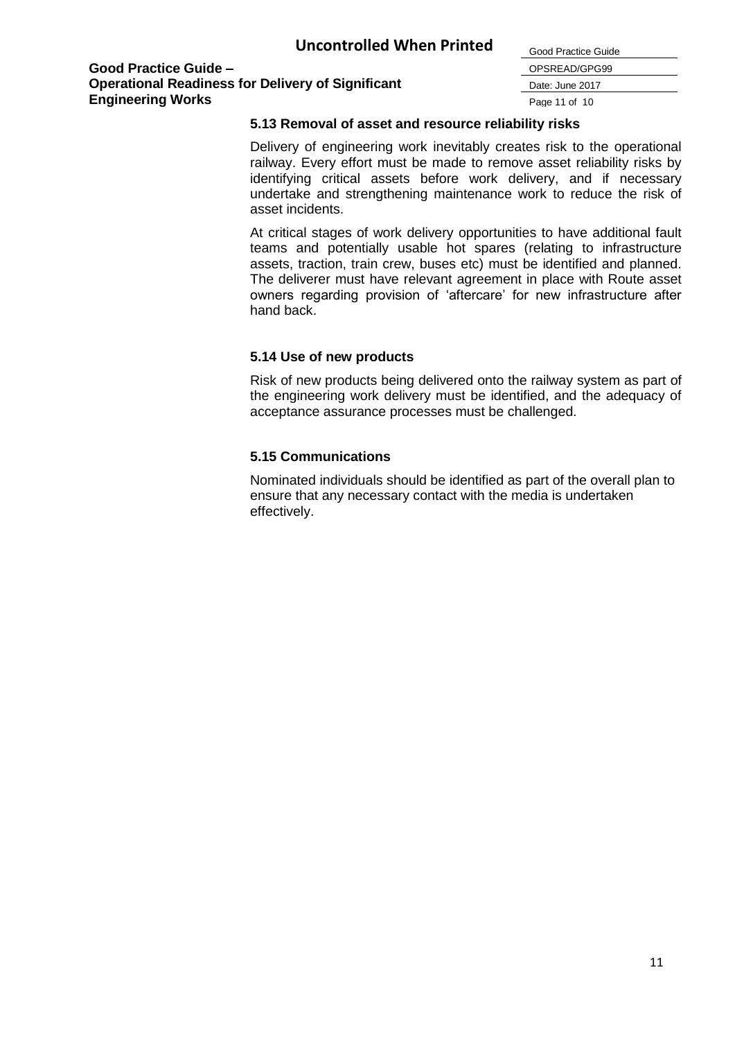### 5.13 Removal of asset and resource reliability risks

Delivery of engineering work inevitably creates risk to the operational railway. Every effort must be made to remove asset reliability risks by identifying critical assets before work delivery, and if necessary undertake and strengthening maintenance work to reduce the risk of asset incidents.

At critical stages of work delivery opportunities to have additional fault teams and potentially usable hot spares (relating to infrastructure assets, traction, train crew, buses etc) must be identified and planned. The deliverer must have relevant agreement in place with Route asset owners regarding provision of 'aftercare' for new infrastructure after hand back.

### 5.14 Use of new products

Risk of new products being delivered onto the railway system as part of the engineering work delivery must be identified, and the adequacy of acceptance assurance processes must be challenged.

### 5.15 Communications

Nominated individuals should be identified as part of the overall plan to ensure that any necessary contact with the media is undertaken effectively.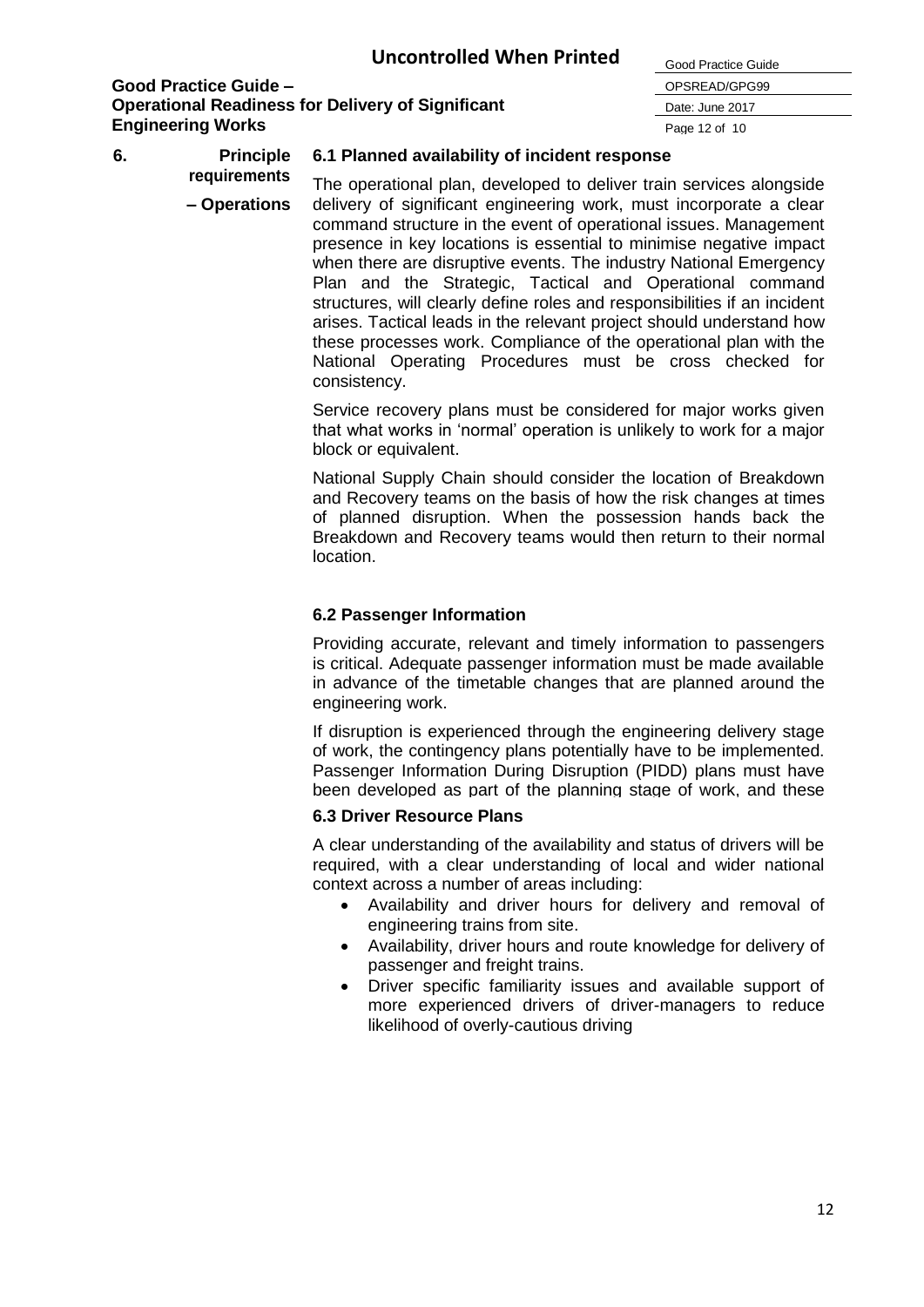## 6. Principle requirements – Operations

### 6.1 Planned availability of incident response

The operational plan, developed to deliver train services alongside delivery of significant engineering work, must incorporate a clear command structure in the event of operational issues. Management presence in key locations is essential to minimise negative impact when there are disruptive events. The industry National Emergency Plan and the Strategic, Tactical and Operational command structures, will clearly define roles and responsibilities if an incident arises. Tactical leads in the relevant project should understand how these processes work. Compliance of the operational plan with the National Operating Procedures must be cross checked for consistency.

Service recovery plans must be considered for major works given that what works in 'normal' operation is unlikely to work for a major block or equivalent.

National Supply Chain should consider the location of Breakdown and Recovery teams on the basis of how the risk changes at times of planned disruption. When the possession hands back the Breakdown and Recovery teams would then return to their normal location.

### 6.2 Passenger Information

Providing accurate, relevant and timely information to passengers is critical. Adequate passenger information must be made available in advance of the timetable changes that are planned around the engineering work.

If disruption is experienced through the engineering delivery stage of work, the contingency plans potentially have to be implemented. Passenger Information During Disruption (PIDD) plans must have been developed as part of the planning stage of work, and these

### 6.3 Driver Resource Plans

A clear understanding of the availability and status of drivers will be required, with a clear understanding of local and wider national context across a number of areas including:

- Availability and driver hours for delivery and removal of engineering trains from site.
- Availability, driver hours and route knowledge for delivery of passenger and freight trains.
- Driver specific familiarity issues and available support of more experienced drivers of driver-managers to reduce likelihood of overly-cautious driving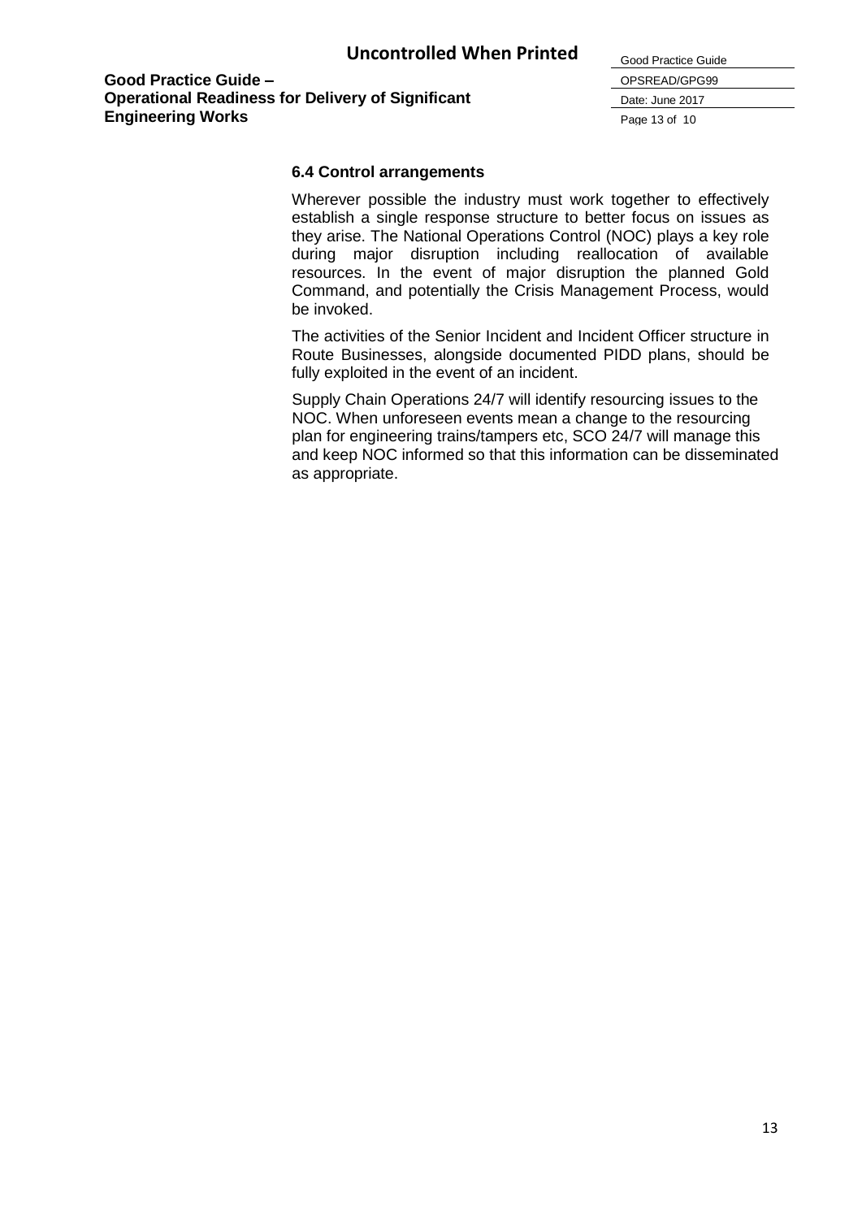### 6.4 Control arrangements

Wherever possible the industry must work together to effectively establish a single response structure to better focus on issues as they arise. The National Operations Control (NOC) plays a key role during major disruption including reallocation of available resources. In the event of major disruption the planned Gold Command, and potentially the Crisis Management Process, would be invoked.

The activities of the Senior Incident and Incident Officer structure in Route Businesses, alongside documented PIDD plans, should be fully exploited in the event of an incident.

Supply Chain Operations 24/7 will identify resourcing issues to the NOC. When unforeseen events mean a change to the resourcing plan for engineering trains/tampers etc, SCO 24/7 will manage this and keep NOC informed so that this information can be disseminated as appropriate.